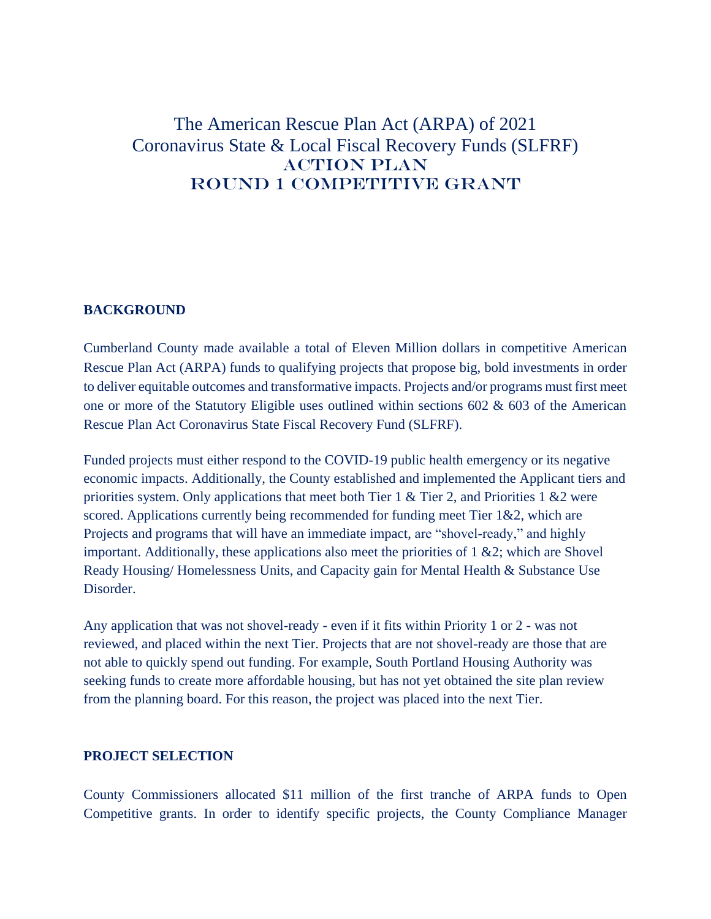# The American Rescue Plan Act (ARPA) of 2021
# Coronavirus State & Local Fiscal Recovery Funds (SLFRF)
# ACTION PLAN
# ROUND 1 COMPETITIVE GRANT

## BACKGROUND

Cumberland County made available a total of Eleven Million dollars in competitive American Rescue Plan Act (ARPA) funds to qualifying projects that propose big, bold investments in order to deliver equitable outcomes and transformative impacts. Projects and/or programs must first meet one or more of the Statutory Eligible uses outlined within sections 602 & 603 of the American Rescue Plan Act Coronavirus State Fiscal Recovery Fund (SLFRF).

Funded projects must either respond to the COVID-19 public health emergency or its negative economic impacts. Additionally, the County established and implemented the Applicant tiers and priorities system. Only applications that meet both Tier 1 & Tier 2, and Priorities 1 &2 were scored. Applications currently being recommended for funding meet Tier 1&2, which are Projects and programs that will have an immediate impact, are "shovel-ready," and highly important. Additionally, these applications also meet the priorities of 1 &2; which are Shovel Ready Housing/ Homelessness Units, and Capacity gain for Mental Health & Substance Use Disorder.

Any application that was not shovel-ready - even if it fits within Priority 1 or 2 - was not reviewed, and placed within the next Tier. Projects that are not shovel-ready are those that are not able to quickly spend out funding. For example, South Portland Housing Authority was seeking funds to create more affordable housing, but has not yet obtained the site plan review from the planning board. For this reason, the project was placed into the next Tier.

## PROJECT SELECTION

County Commissioners allocated $11 million of the first tranche of ARPA funds to Open Competitive grants. In order to identify specific projects, the County Compliance Manager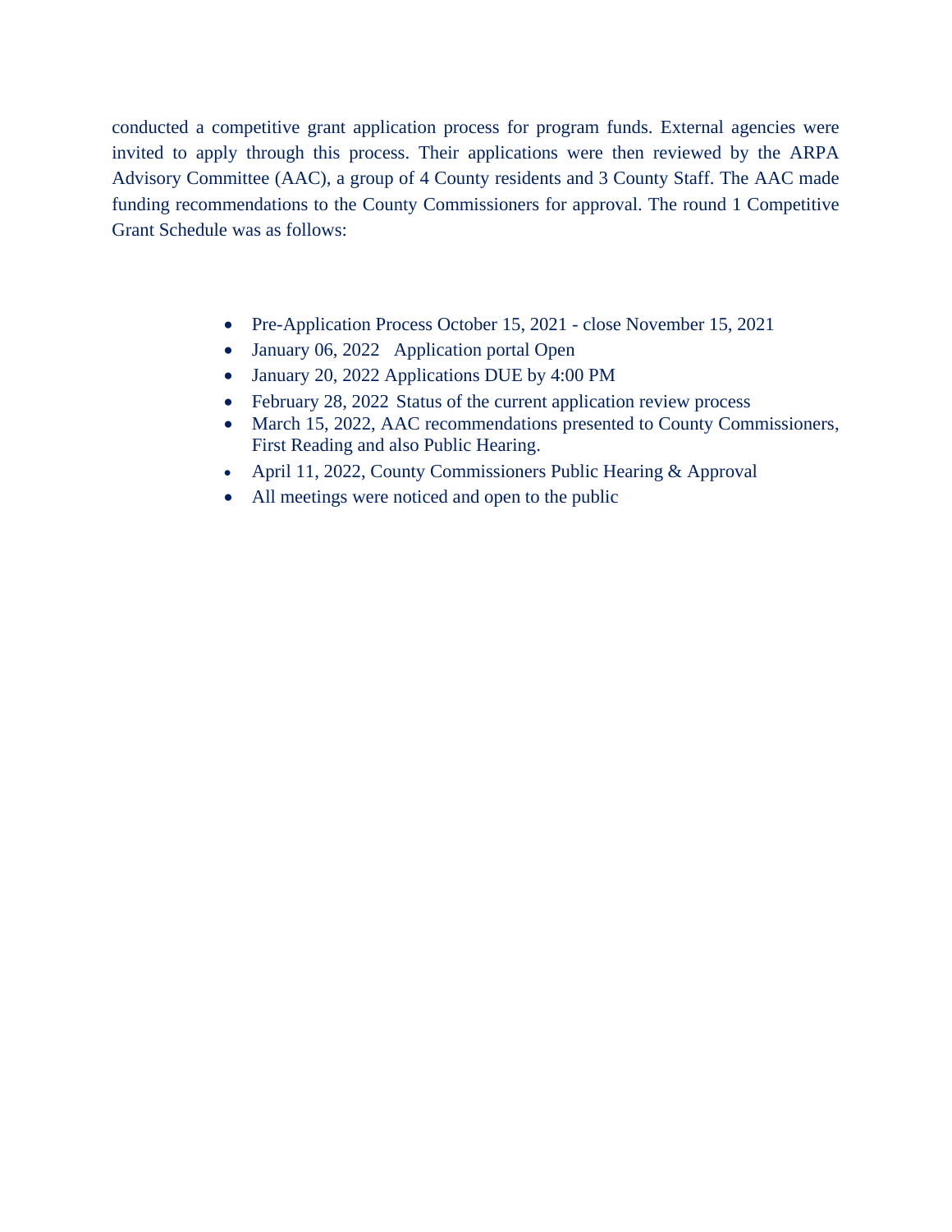conducted a competitive grant application process for program funds. External agencies were invited to apply through this process. Their applications were then reviewed by the ARPA Advisory Committee (AAC), a group of 4 County residents and 3 County Staff. The AAC made funding recommendations to the County Commissioners for approval. The round 1 Competitive Grant Schedule was as follows:

- Pre-Application Process October 15, 2021 - close November 15, 2021
- January 06, 2022 Application portal Open
- January 20, 2022 Applications DUE by 4:00 PM
- February 28, 2022 Status of the current application review process
- March 15, 2022, AAC recommendations presented to County Commissioners, First Reading and also Public Hearing.
- April 11, 2022, County Commissioners Public Hearing & Approval
- All meetings were noticed and open to the public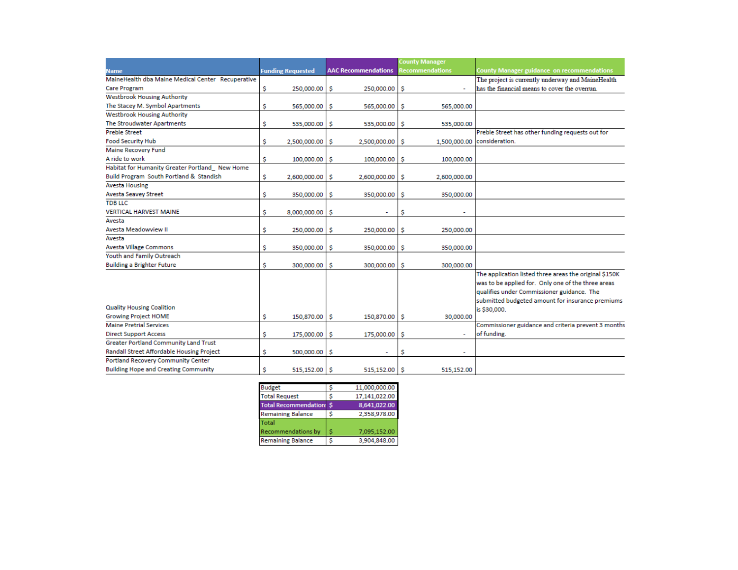| Name | Funding Requested | AAC Recommendations | County Manager Recommendations | County Manager guidance on recommendations |
|---|---|---|---|---|
| MaineHealth dba Maine Medical Center Recuperative Care Program | $ 250,000.00 | $ 250,000.00 | $ - | The project is currently underway and MaineHealth has the financial means to cover the overrun. |
| Westbrook Housing Authority The Stacey M. Symbol Apartments | $ 565,000.00 | $ 565,000.00 | $ 565,000.00 | |
| Westbrook Housing Authority The Stroudwater Apartments | $ 535,000.00 | $ 535,000.00 | $ 535,000.00 | |
| Preble Street Food Security Hub | $ 2,500,000.00 | $ 2,500,000.00 | $ 1,500,000.00 | Preble Street has other funding requests out for consideration. |
| Maine Recovery Fund A ride to work | $ 100,000.00 | $ 100,000.00 | $ 100,000.00 | |
| Habitat for Humanity Greater Portland_ New Home Build Program South Portland & Standish | $ 2,600,000.00 | $ 2,600,000.00 | $ 2,600,000.00 | |
| Avesta Housing Avesta Seavey Street | $ 350,000.00 | $ 350,000.00 | $ 350,000.00 | |
| TDB LLC VERTICAL HARVEST MAINE | $ 8,000,000.00 | $ - | $ - | |
| Avesta Avesta Meadowview II | $ 250,000.00 | $ 250,000.00 | $ 250,000.00 | |
| Avesta Avesta Village Commons | $ 350,000.00 | $ 350,000.00 | $ 350,000.00 | |
| Youth and Family Outreach Building a Brighter Future | $ 300,000.00 | $ 300,000.00 | $ 300,000.00 | |
| Quality Housing Coalition Growing Project HOME | $ 150,870.00 | $ 150,870.00 | $ 30,000.00 | The application listed three areas the original $150K was to be applied for. Only one of the three areas qualifies under Commissioner guidance. The submitted budgeted amount for insurance premiums is $30,000. |
| Maine Pretrial Services Direct Support Access | $ 175,000.00 | $ 175,000.00 | $ - | Commissioner guidance and criteria prevent 3 months of funding. |
| Greater Portland Community Land Trust Randall Street Affordable Housing Project | $ 500,000.00 | $ - | $ - | |
| Portland Recovery Community Center Building Hope and Creating Community | $ 515,152.00 | $ 515,152.00 | $ 515,152.00 | |

| | |
|---|---|
| Budget | $ 11,000,000.00 |
| Total Request | $ 17,141,022.00 |
| Total Recommendation | $ 8,641,022.00 |
| Remaining Balance | $ 2,358,978.00 |
| Total Recommendations by | $ 7,095,152.00 |
| Remaining Balance | $ 3,904,848.00 |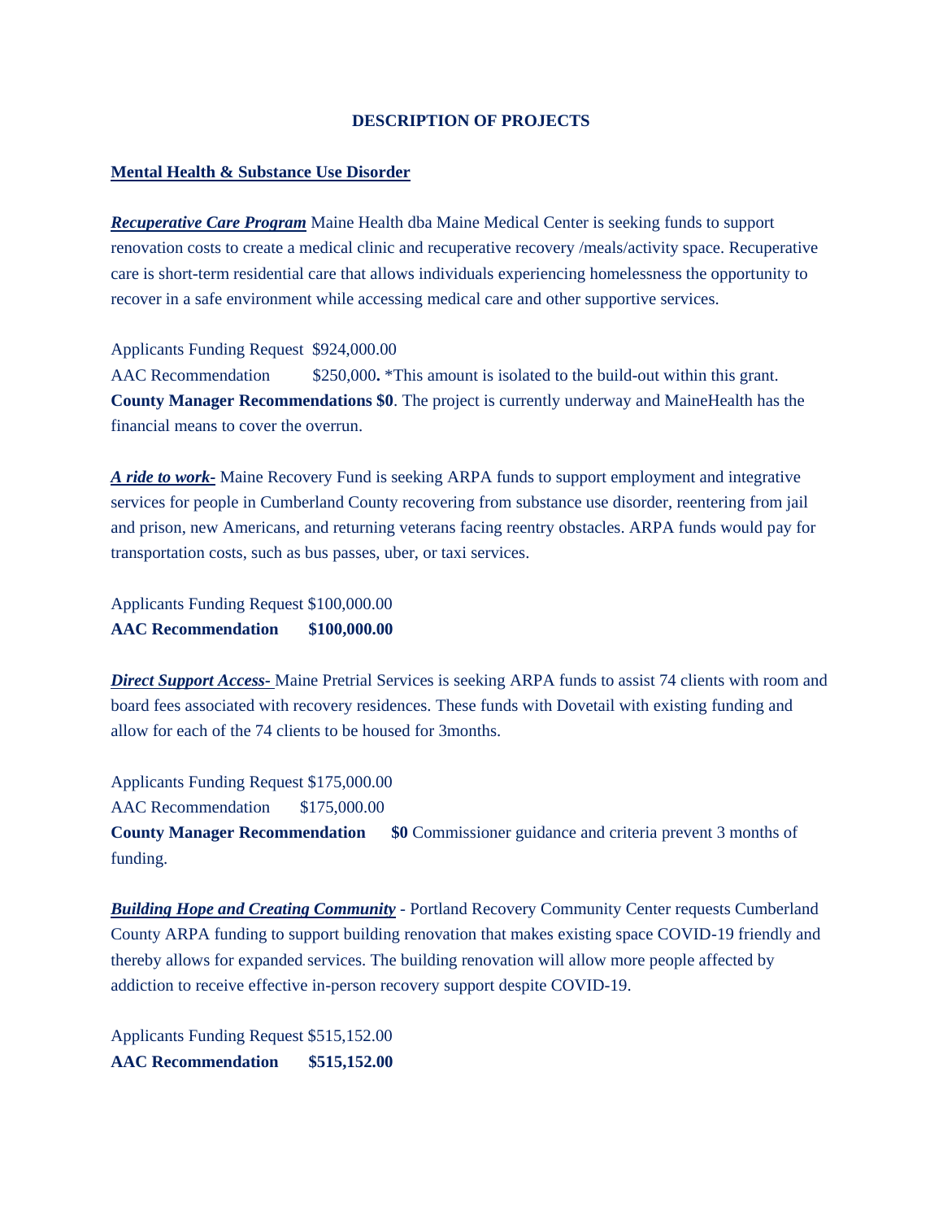**DESCRIPTION OF PROJECTS**

**Mental Health & Substance Use Disorder**

***Recuperative Care Program*** Maine Health dba Maine Medical Center is seeking funds to support renovation costs to create a medical clinic and recuperative recovery /meals/activity space. Recuperative care is short-term residential care that allows individuals experiencing homelessness the opportunity to recover in a safe environment while accessing medical care and other supportive services.

Applicants Funding Request $924,000.00
AAC Recommendation $250,000**.** *This amount is isolated to the build-out within this grant.
**County Manager Recommendations $0**. The project is currently underway and MaineHealth has the financial means to cover the overrun.

***A ride to work-*** Maine Recovery Fund is seeking ARPA funds to support employment and integrative services for people in Cumberland County recovering from substance use disorder, reentering from jail and prison, new Americans, and returning veterans facing reentry obstacles. ARPA funds would pay for transportation costs, such as bus passes, uber, or taxi services.

Applicants Funding Request $100,000.00
**AAC Recommendation $100,000.00**

***Direct Support Access-*** Maine Pretrial Services is seeking ARPA funds to assist 74 clients with room and board fees associated with recovery residences. These funds with Dovetail with existing funding and allow for each of the 74 clients to be housed for 3months.

Applicants Funding Request $175,000.00
AAC Recommendation $175,000.00
**County Manager Recommendation $0** Commissioner guidance and criteria prevent 3 months of funding.

***Building Hope and Creating Community*** - Portland Recovery Community Center requests Cumberland County ARPA funding to support building renovation that makes existing space COVID-19 friendly and thereby allows for expanded services. The building renovation will allow more people affected by addiction to receive effective in-person recovery support despite COVID-19.

Applicants Funding Request $515,152.00
**AAC Recommendation $515,152.00**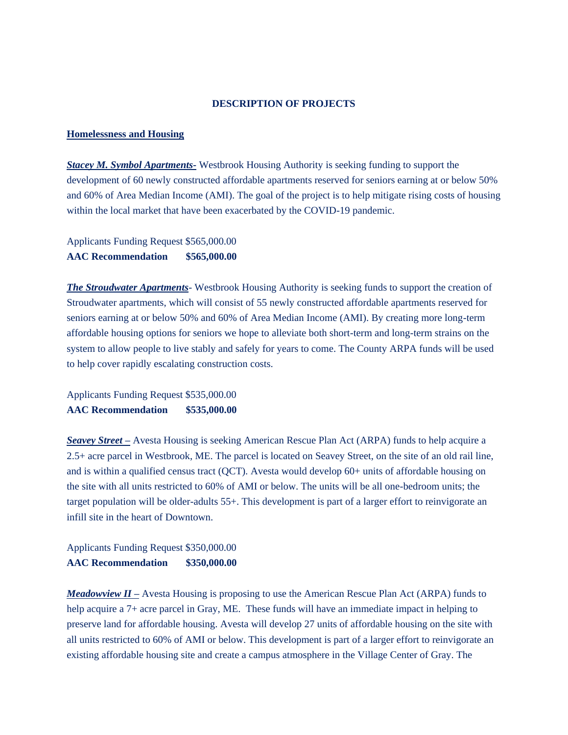## DESCRIPTION OF PROJECTS

### Homelessness and Housing

***Stacey M. Symbol Apartments-*** Westbrook Housing Authority is seeking funding to support the development of 60 newly constructed affordable apartments reserved for seniors earning at or below 50% and 60% of Area Median Income (AMI). The goal of the project is to help mitigate rising costs of housing within the local market that have been exacerbated by the COVID-19 pandemic.

Applicants Funding Request $565,000.00
**AAC Recommendation $565,000.00**

***The Stroudwater Apartments***- Westbrook Housing Authority is seeking funds to support the creation of Stroudwater apartments, which will consist of 55 newly constructed affordable apartments reserved for seniors earning at or below 50% and 60% of Area Median Income (AMI). By creating more long-term affordable housing options for seniors we hope to alleviate both short-term and long-term strains on the system to allow people to live stably and safely for years to come. The County ARPA funds will be used to help cover rapidly escalating construction costs.

Applicants Funding Request $535,000.00
**AAC Recommendation $535,000.00**

***Seavey Street –*** Avesta Housing is seeking American Rescue Plan Act (ARPA) funds to help acquire a 2.5+ acre parcel in Westbrook, ME. The parcel is located on Seavey Street, on the site of an old rail line, and is within a qualified census tract (QCT). Avesta would develop 60+ units of affordable housing on the site with all units restricted to 60% of AMI or below. The units will be all one-bedroom units; the target population will be older-adults 55+. This development is part of a larger effort to reinvigorate an infill site in the heart of Downtown.

Applicants Funding Request $350,000.00
**AAC Recommendation $350,000.00**

***Meadowview II –*** Avesta Housing is proposing to use the American Rescue Plan Act (ARPA) funds to help acquire a 7+ acre parcel in Gray, ME. These funds will have an immediate impact in helping to preserve land for affordable housing. Avesta will develop 27 units of affordable housing on the site with all units restricted to 60% of AMI or below. This development is part of a larger effort to reinvigorate an existing affordable housing site and create a campus atmosphere in the Village Center of Gray. The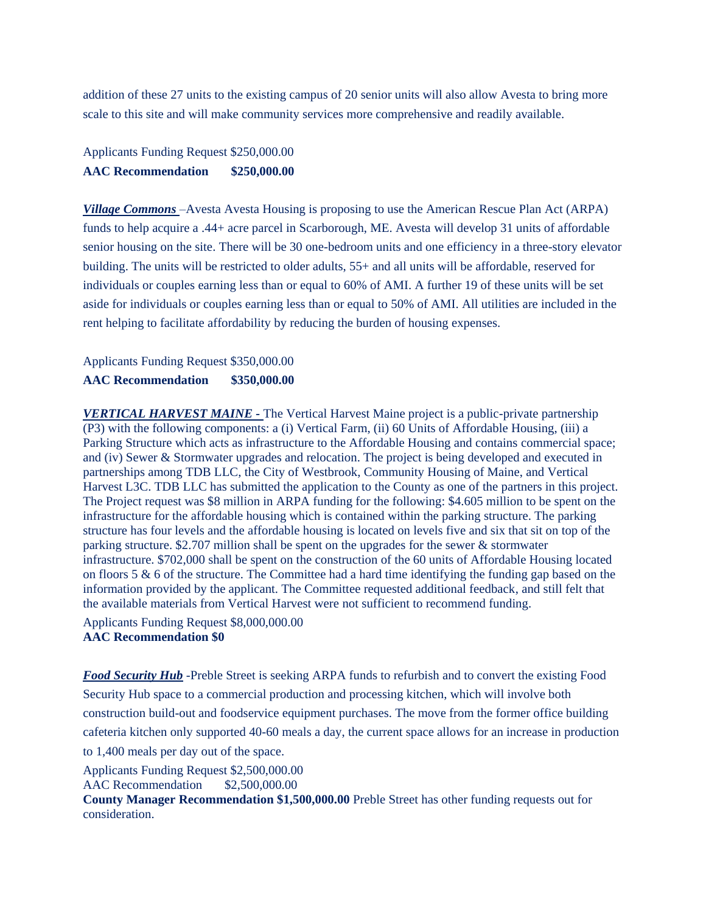addition of these 27 units to the existing campus of 20 senior units will also allow Avesta to bring more scale to this site and will make community services more comprehensive and readily available.

Applicants Funding Request $250,000.00
**AAC Recommendation $250,000.00**

***Village Commons*** –Avesta Avesta Housing is proposing to use the American Rescue Plan Act (ARPA) funds to help acquire a .44+ acre parcel in Scarborough, ME. Avesta will develop 31 units of affordable senior housing on the site. There will be 30 one-bedroom units and one efficiency in a three-story elevator building. The units will be restricted to older adults, 55+ and all units will be affordable, reserved for individuals or couples earning less than or equal to 60% of AMI. A further 19 of these units will be set aside for individuals or couples earning less than or equal to 50% of AMI. All utilities are included in the rent helping to facilitate affordability by reducing the burden of housing expenses.

Applicants Funding Request $350,000.00
**AAC Recommendation $350,000.00**

***VERTICAL HARVEST MAINE -*** The Vertical Harvest Maine project is a public-private partnership (P3) with the following components: a (i) Vertical Farm, (ii) 60 Units of Affordable Housing, (iii) a Parking Structure which acts as infrastructure to the Affordable Housing and contains commercial space; and (iv) Sewer & Stormwater upgrades and relocation. The project is being developed and executed in partnerships among TDB LLC, the City of Westbrook, Community Housing of Maine, and Vertical Harvest L3C. TDB LLC has submitted the application to the County as one of the partners in this project. The Project request was $8 million in ARPA funding for the following: $4.605 million to be spent on the infrastructure for the affordable housing which is contained within the parking structure. The parking structure has four levels and the affordable housing is located on levels five and six that sit on top of the parking structure. $2.707 million shall be spent on the upgrades for the sewer & stormwater infrastructure. $702,000 shall be spent on the construction of the 60 units of Affordable Housing located on floors 5 & 6 of the structure. The Committee had a hard time identifying the funding gap based on the information provided by the applicant. The Committee requested additional feedback, and still felt that the available materials from Vertical Harvest were not sufficient to recommend funding.

Applicants Funding Request $8,000,000.00
**AAC Recommendation $0**

***Food Security Hub*** -Preble Street is seeking ARPA funds to refurbish and to convert the existing Food Security Hub space to a commercial production and processing kitchen, which will involve both construction build-out and foodservice equipment purchases. The move from the former office building cafeteria kitchen only supported 40-60 meals a day, the current space allows for an increase in production to 1,400 meals per day out of the space.

Applicants Funding Request $2,500,000.00
AAC Recommendation $2,500,000.00
**County Manager Recommendation $1,500,000.00** Preble Street has other funding requests out for consideration.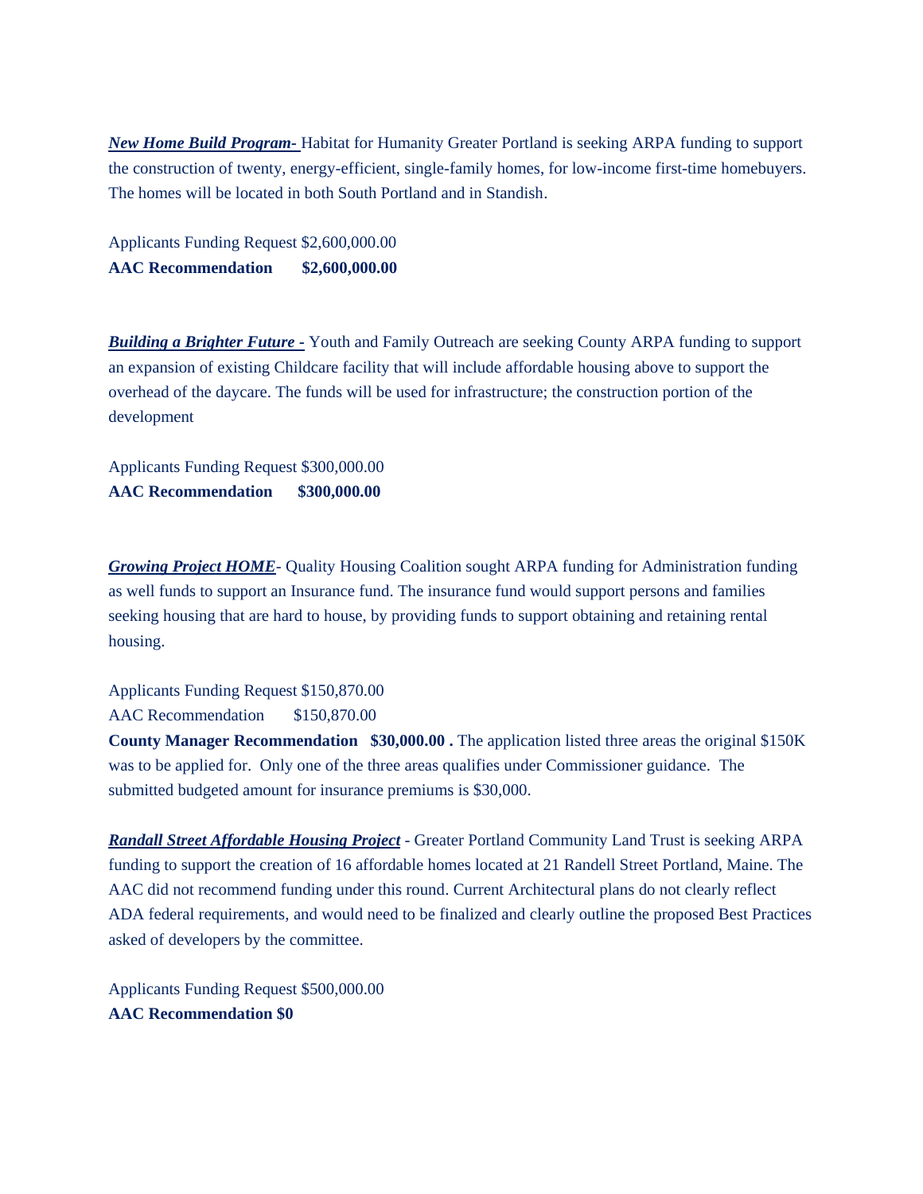***New Home Build Program-*** Habitat for Humanity Greater Portland is seeking ARPA funding to support the construction of twenty, energy-efficient, single-family homes, for low-income first-time homebuyers. The homes will be located in both South Portland and in Standish.

Applicants Funding Request $2,600,000.00
**AAC Recommendation $2,600,000.00**

***Building a Brighter Future -*** Youth and Family Outreach are seeking County ARPA funding to support an expansion of existing Childcare facility that will include affordable housing above to support the overhead of the daycare. The funds will be used for infrastructure; the construction portion of the development

Applicants Funding Request $300,000.00
**AAC Recommendation $300,000.00**

***Growing Project HOME***- Quality Housing Coalition sought ARPA funding for Administration funding as well funds to support an Insurance fund. The insurance fund would support persons and families seeking housing that are hard to house, by providing funds to support obtaining and retaining rental housing.

Applicants Funding Request $150,870.00
AAC Recommendation $150,870.00
**County Manager Recommendation $30,000.00 .** The application listed three areas the original $150K was to be applied for. Only one of the three areas qualifies under Commissioner guidance. The submitted budgeted amount for insurance premiums is $30,000.

***Randall Street Affordable Housing Project*** - Greater Portland Community Land Trust is seeking ARPA funding to support the creation of 16 affordable homes located at 21 Randell Street Portland, Maine. The AAC did not recommend funding under this round. Current Architectural plans do not clearly reflect ADA federal requirements, and would need to be finalized and clearly outline the proposed Best Practices asked of developers by the committee.

Applicants Funding Request $500,000.00
**AAC Recommendation $0**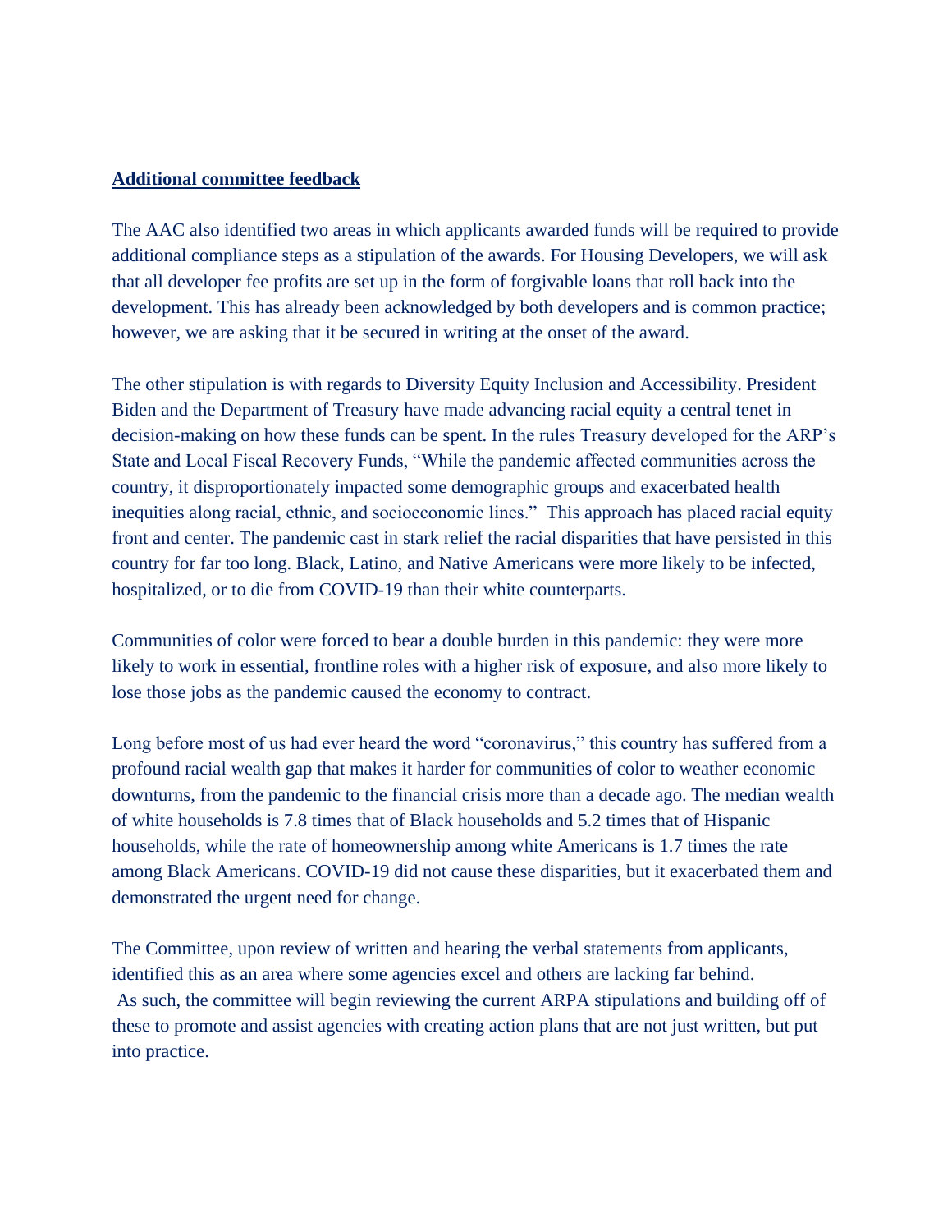**Additional committee feedback**

The AAC also identified two areas in which applicants awarded funds will be required to provide additional compliance steps as a stipulation of the awards. For Housing Developers, we will ask that all developer fee profits are set up in the form of forgivable loans that roll back into the development. This has already been acknowledged by both developers and is common practice; however, we are asking that it be secured in writing at the onset of the award.

The other stipulation is with regards to Diversity Equity Inclusion and Accessibility. President Biden and the Department of Treasury have made advancing racial equity a central tenet in decision-making on how these funds can be spent. In the rules Treasury developed for the ARP's State and Local Fiscal Recovery Funds, "While the pandemic affected communities across the country, it disproportionately impacted some demographic groups and exacerbated health inequities along racial, ethnic, and socioeconomic lines." This approach has placed racial equity front and center. The pandemic cast in stark relief the racial disparities that have persisted in this country for far too long. Black, Latino, and Native Americans were more likely to be infected, hospitalized, or to die from COVID-19 than their white counterparts.

Communities of color were forced to bear a double burden in this pandemic: they were more likely to work in essential, frontline roles with a higher risk of exposure, and also more likely to lose those jobs as the pandemic caused the economy to contract.

Long before most of us had ever heard the word "coronavirus," this country has suffered from a profound racial wealth gap that makes it harder for communities of color to weather economic downturns, from the pandemic to the financial crisis more than a decade ago. The median wealth of white households is 7.8 times that of Black households and 5.2 times that of Hispanic households, while the rate of homeownership among white Americans is 1.7 times the rate among Black Americans. COVID-19 did not cause these disparities, but it exacerbated them and demonstrated the urgent need for change.

The Committee, upon review of written and hearing the verbal statements from applicants, identified this as an area where some agencies excel and others are lacking far behind. As such, the committee will begin reviewing the current ARPA stipulations and building off of these to promote and assist agencies with creating action plans that are not just written, but put into practice.